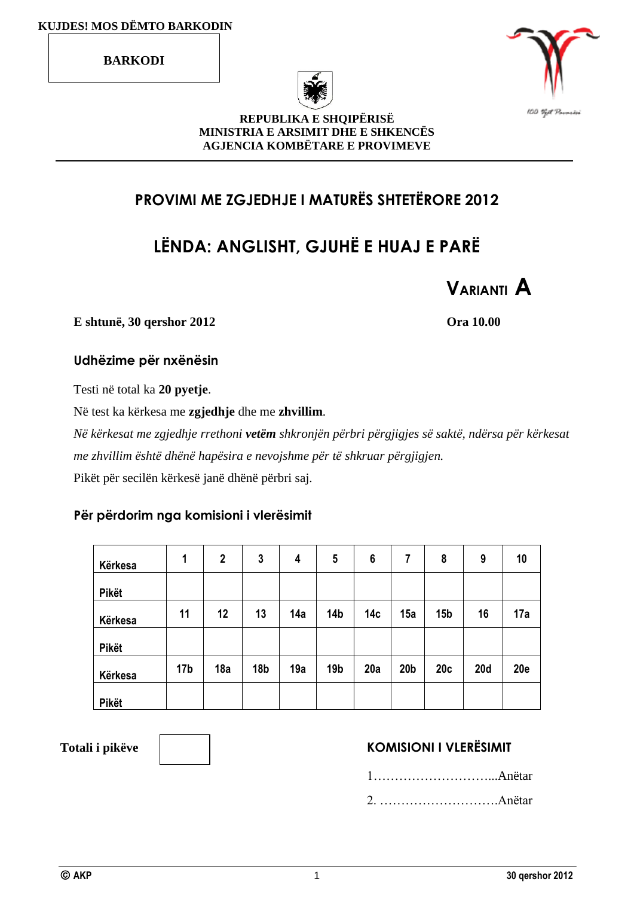KUJDES! MOS DËMTO BARKODIN

**BARKODI**

**REPUBLIKA E SHQIPËRISË**
**MINISTRIA E ARSIMIT DHE E SHKENCËS**
**AGJENCIA KOMBËTARE E PROVIMEVE**

# PROVIMI ME ZGJEDHJE I MATURËS SHTETËRORE 2012

# LËNDA: ANGLISHT, GJUHË E HUAJ E PARË

## VARIANTI A

**E shtunë, 30 qershor 2012** **Ora 10.00**

### Udhëzime për nxënësin

Testi në total ka **20 pyetje**.

Në test ka kërkesa me **zgjedhje** dhe me **zhvillim**.

*Në kërkesat me zgjedhje rrethoni **vetëm** shkronjën përbri përgjigjes së saktë, ndërsa për kërkesat me zhvillim është dhënë hapësira e nevojshme për të shkruar përgjigjen.*

Pikët për secilën kërkesë janë dhënë përbri saj.

### Për përdorim nga komisioni i vlerësimit

| Kërkesa | 1 | 2 | 3 | 4 | 5 | 6 | 7 | 8 | 9 | 10 |
|---|---|---|---|---|---|---|---|---|---|---|
| Pikët | | | | | | | | | | |
| Kërkesa | 11 | 12 | 13 | 14a | 14b | 14c | 15a | 15b | 16 | 17a |
| Pikët | | | | | | | | | | |
| Kërkesa | 17b | 18a | 18b | 19a | 19b | 20a | 20b | 20c | 20d | 20e |
| Pikët | | | | | | | | | | |

**Totali i pikëve**

**KOMISIONI I VLERËSIMIT**

1…………………………...Anëtar

2. ……………………….Anëtar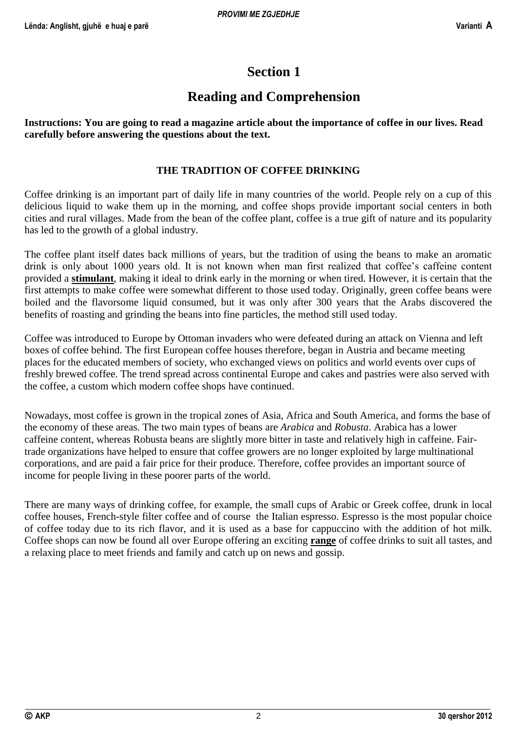# Section 1

## Reading and Comprehension

**Instructions: You are going to read a magazine article about the importance of coffee in our lives. Read carefully before answering the questions about the text.**

### THE TRADITION OF COFFEE DRINKING

Coffee drinking is an important part of daily life in many countries of the world. People rely on a cup of this delicious liquid to wake them up in the morning, and coffee shops provide important social centers in both cities and rural villages. Made from the bean of the coffee plant, coffee is a true gift of nature and its popularity has led to the growth of a global industry.

The coffee plant itself dates back millions of years, but the tradition of using the beans to make an aromatic drink is only about 1000 years old. It is not known when man first realized that coffee's caffeine content provided a **stimulant**, making it ideal to drink early in the morning or when tired. However, it is certain that the first attempts to make coffee were somewhat different to those used today. Originally, green coffee beans were boiled and the flavorsome liquid consumed, but it was only after 300 years that the Arabs discovered the benefits of roasting and grinding the beans into fine particles, the method still used today.

Coffee was introduced to Europe by Ottoman invaders who were defeated during an attack on Vienna and left boxes of coffee behind. The first European coffee houses therefore, began in Austria and became meeting places for the educated members of society, who exchanged views on politics and world events over cups of freshly brewed coffee. The trend spread across continental Europe and cakes and pastries were also served with the coffee, a custom which modern coffee shops have continued.

Nowadays, most coffee is grown in the tropical zones of Asia, Africa and South America, and forms the base of the economy of these areas. The two main types of beans are *Arabica* and *Robusta*. Arabica has a lower caffeine content, whereas Robusta beans are slightly more bitter in taste and relatively high in caffeine. Fair-trade organizations have helped to ensure that coffee growers are no longer exploited by large multinational corporations, and are paid a fair price for their produce. Therefore, coffee provides an important source of income for people living in these poorer parts of the world.

There are many ways of drinking coffee, for example, the small cups of Arabic or Greek coffee, drunk in local coffee houses, French-style filter coffee and of course the Italian espresso. Espresso is the most popular choice of coffee today due to its rich flavor, and it is used as a base for cappuccino with the addition of hot milk. Coffee shops can now be found all over Europe offering an exciting **range** of coffee drinks to suit all tastes, and a relaxing place to meet friends and family and catch up on news and gossip.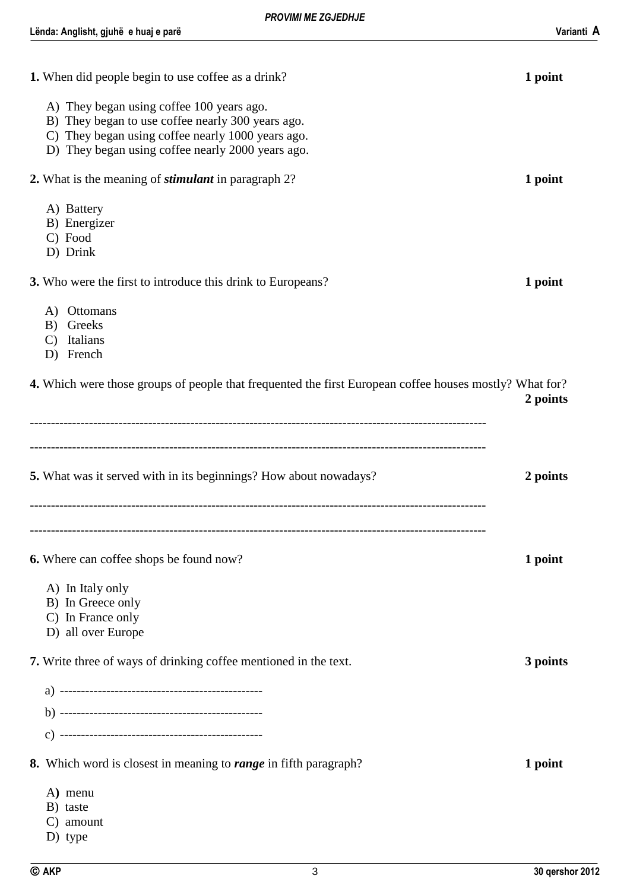**1.** When did people begin to use coffee as a drink? **1 point**

A) They began using coffee 100 years ago.
B) They began to use coffee nearly 300 years ago.
C) They began using coffee nearly 1000 years ago.
D) They began using coffee nearly 2000 years ago.

**2.** What is the meaning of ***stimulant*** in paragraph 2? **1 point**

A) Battery
B) Energizer
C) Food
D) Drink

**3.** Who were the first to introduce this drink to Europeans? **1 point**

A) Ottomans
B) Greeks
C) Italians
D) French

**4.** Which were those groups of people that frequented the first European coffee houses mostly? What for? **2 points**

-----------------------------------------------------------------------------------------------------------

-----------------------------------------------------------------------------------------------------------

**5.** What was it served with in its beginnings? How about nowadays? **2 points**

-----------------------------------------------------------------------------------------------------------

-----------------------------------------------------------------------------------------------------------

**6.** Where can coffee shops be found now? **1 point**

A) In Italy only
B) In Greece only
C) In France only
D) all over Europe

**7.** Write three of ways of drinking coffee mentioned in the text. **3 points**

a) -----------------------------------------------

b) -----------------------------------------------

c) -----------------------------------------------

**8.** Which word is closest in meaning to ***range*** in fifth paragraph? **1 point**

A) menu
B) taste
C) amount
D) type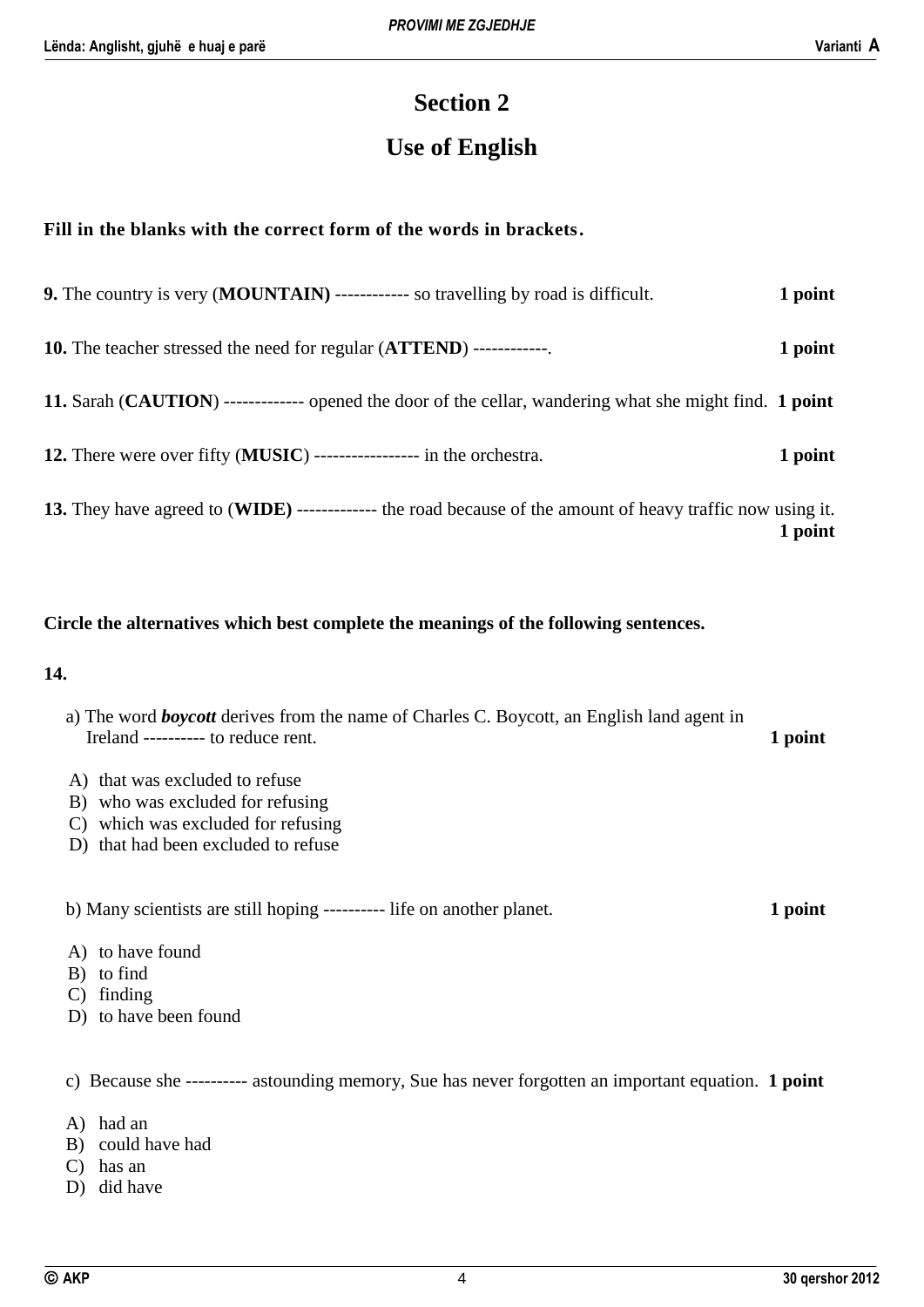# Section 2

## Use of English

**Fill in the blanks with the correct form of the words in brackets.**

**9.** The country is very (**MOUNTAIN)** ------------ so travelling by road is difficult. **1 point**

**10.** The teacher stressed the need for regular (**ATTEND**) ------------. **1 point**

**11.** Sarah (**CAUTION**) ------------- opened the door of the cellar, wandering what she might find. **1 point**

**12.** There were over fifty (**MUSIC**) ----------------- in the orchestra. **1 point**

**13.** They have agreed to (**WIDE)** ------------- the road because of the amount of heavy traffic now using it. **1 point**

**Circle the alternatives which best complete the meanings of the following sentences.**

**14.**

a) The word ***boycott*** derives from the name of Charles C. Boycott, an English land agent in Ireland ---------- to reduce rent. **1 point**

A) that was excluded to refuse
B) who was excluded for refusing
C) which was excluded for refusing
D) that had been excluded to refuse

b) Many scientists are still hoping ---------- life on another planet. **1 point**

A) to have found
B) to find
C) finding
D) to have been found

c) Because she ---------- astounding memory, Sue has never forgotten an important equation. **1 point**

A) had an
B) could have had
C) has an
D) did have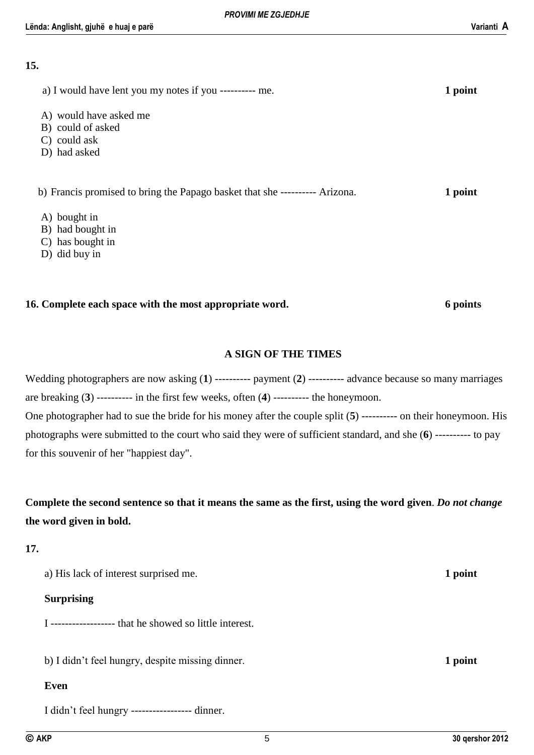**15.**

a) I would have lent you my notes if you ---------- me. **1 point**

A) would have asked me
B) could of asked
C) could ask
D) had asked

b) Francis promised to bring the Papago basket that she ---------- Arizona. **1 point**

A) bought in
B) had bought in
C) has bought in
D) did buy in

**16. Complete each space with the most appropriate word.** **6 points**

**A SIGN OF THE TIMES**

Wedding photographers are now asking (**1**) ---------- payment (**2**) ---------- advance because so many marriages are breaking (**3**) ---------- in the first few weeks, often (**4**) ---------- the honeymoon.
One photographer had to sue the bride for his money after the couple split (**5**) ---------- on their honeymoon. His photographs were submitted to the court who said they were of sufficient standard, and she (**6**) ---------- to pay for this souvenir of her "happiest day".

**Complete the second sentence so that it means the same as the first, using the word given**. ***Do not change*** **the word given in bold.**

**17.**

a) His lack of interest surprised me. **1 point**

**Surprising**

I ------------------ that he showed so little interest.

b) I didn't feel hungry, despite missing dinner. **1 point**

**Even**

I didn't feel hungry ----------------- dinner.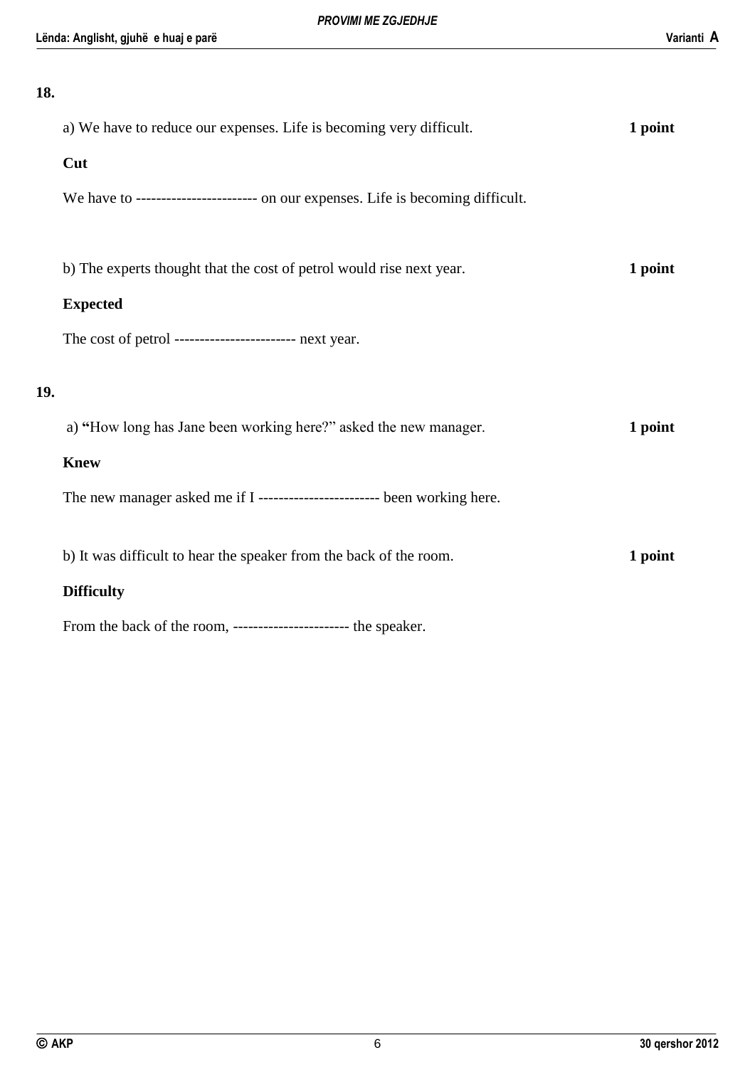**18.**

a) We have to reduce our expenses. Life is becoming very difficult. **1 point**

**Cut**

We have to ------------------------ on our expenses. Life is becoming difficult.

b) The experts thought that the cost of petrol would rise next year. **1 point**

**Expected**

The cost of petrol ----------------------- next year.

**19.**

a) **"**How long has Jane been working here?" asked the new manager. **1 point**

**Knew**

The new manager asked me if I ----------------------- been working here.

b) It was difficult to hear the speaker from the back of the room. **1 point**

**Difficulty**

From the back of the room, ---------------------- the speaker.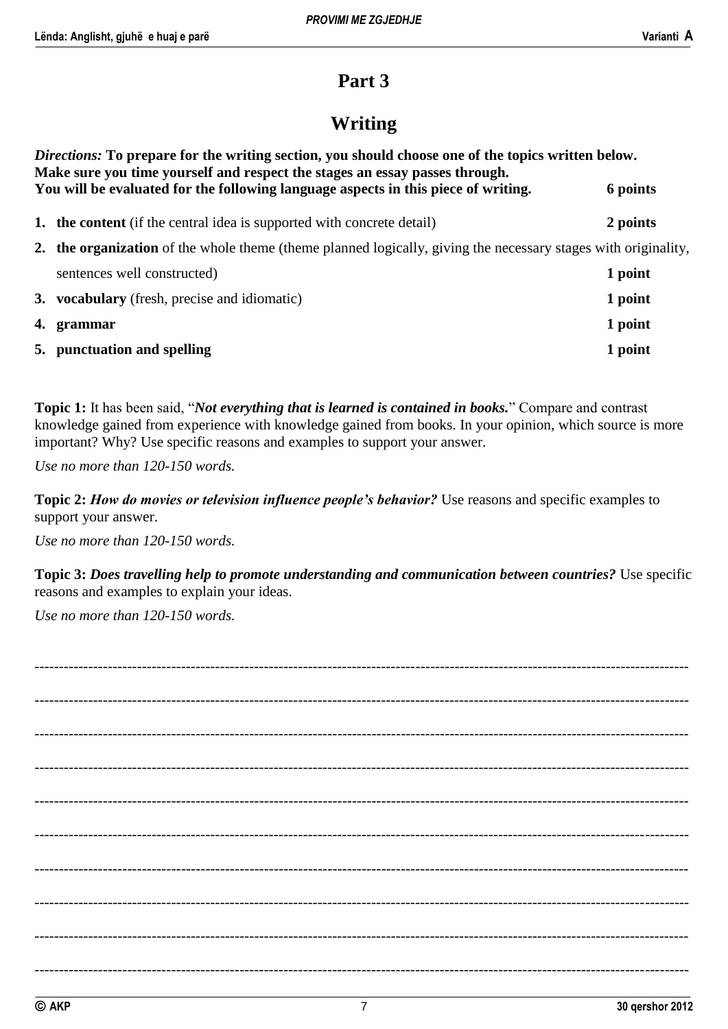# Part 3

## Writing

*Directions:* **To prepare for the writing section, you should choose one of the topics written below. Make sure you time yourself and respect the stages an essay passes through.**
**You will be evaluated for the following language aspects in this piece of writing. 6 points**

1. **the content** (if the central idea is supported with concrete detail) **2 points**
2. **the organization** of the whole theme (theme planned logically, giving the necessary stages with originality, sentences well constructed) **1 point**
3. **vocabulary** (fresh, precise and idiomatic) **1 point**
4. **grammar** **1 point**
5. **punctuation and spelling** **1 point**

**Topic 1:** It has been said, "***Not everything that is learned is contained in books.***" Compare and contrast knowledge gained from experience with knowledge gained from books. In your opinion, which source is more important? Why? Use specific reasons and examples to support your answer.

*Use no more than 120-150 words.*

**Topic 2:** ***How do movies or television influence people's behavior?*** Use reasons and specific examples to support your answer.

*Use no more than 120-150 words.*

**Topic 3:** ***Does travelling help to promote understanding and communication between countries?*** Use specific reasons and examples to explain your ideas.

*Use no more than 120-150 words.*

-----------------------------------------------------------------------------------------------------------------------------------

-----------------------------------------------------------------------------------------------------------------------------------

-----------------------------------------------------------------------------------------------------------------------------------

-----------------------------------------------------------------------------------------------------------------------------------

-----------------------------------------------------------------------------------------------------------------------------------

-----------------------------------------------------------------------------------------------------------------------------------

-----------------------------------------------------------------------------------------------------------------------------------

-----------------------------------------------------------------------------------------------------------------------------------

-----------------------------------------------------------------------------------------------------------------------------------

-----------------------------------------------------------------------------------------------------------------------------------